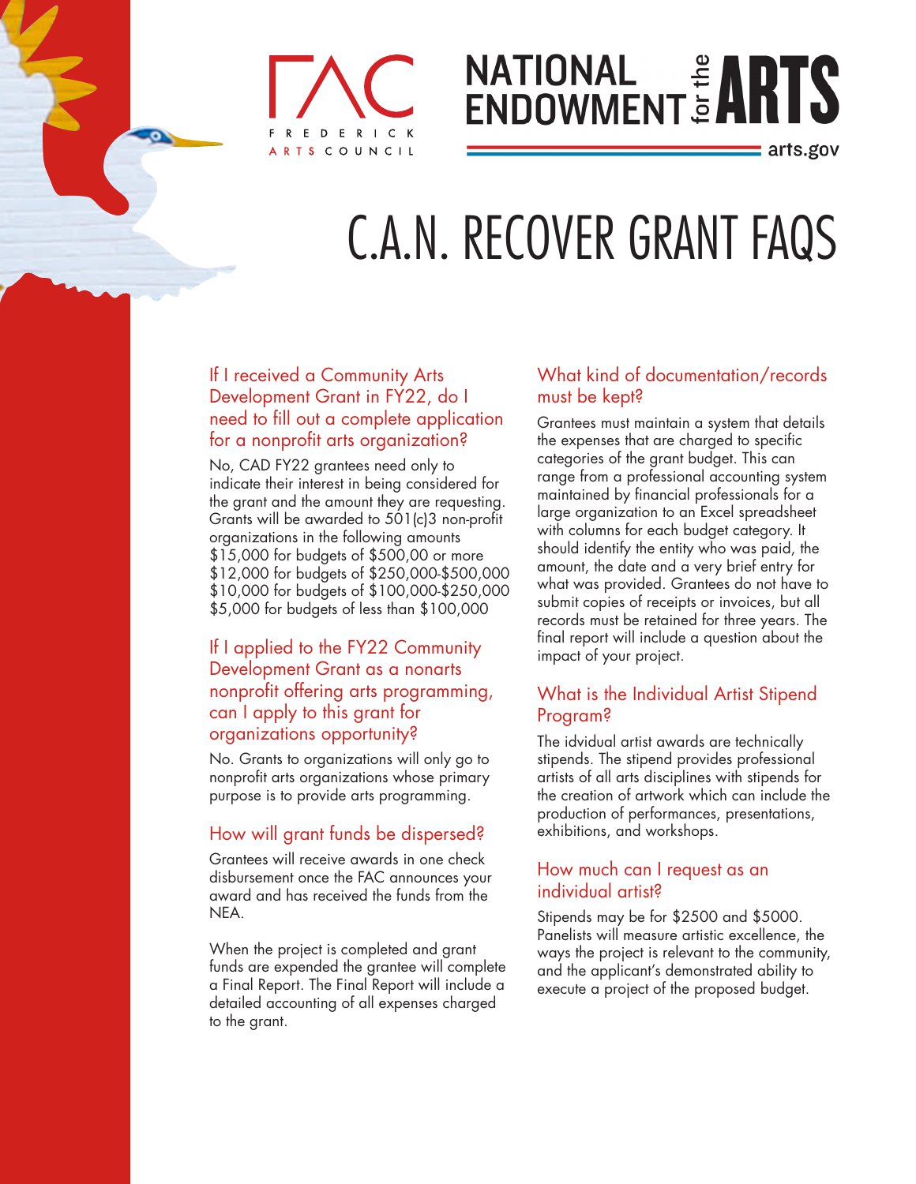FREDERICK ARTS COUNCIL

NATIONAL ENDOWMENT for the ARTS
arts.gov

# C.A.N. RECOVER GRANT FAQS

## If I received a Community Arts Development Grant in FY22, do I need to fill out a complete application for a nonprofit arts organization?

No, CAD FY22 grantees need only to indicate their interest in being considered for the grant and the amount they are requesting. Grants will be awarded to 501(c)3 non-profit organizations in the following amounts
$15,000 for budgets of $500,00 or more
$12,000 for budgets of $250,000-$500,000
$10,000 for budgets of $100,000-$250,000
$5,000 for budgets of less than $100,000

## If I applied to the FY22 Community Development Grant as a nonarts nonprofit offering arts programming, can I apply to this grant for organizations opportunity?

No. Grants to organizations will only go to nonprofit arts organizations whose primary purpose is to provide arts programming.

## How will grant funds be dispersed?

Grantees will receive awards in one check disbursement once the FAC announces your award and has received the funds from the NEA.

When the project is completed and grant funds are expended the grantee will complete a Final Report. The Final Report will include a detailed accounting of all expenses charged to the grant.

## What kind of documentation/records must be kept?

Grantees must maintain a system that details the expenses that are charged to specific categories of the grant budget. This can range from a professional accounting system maintained by financial professionals for a large organization to an Excel spreadsheet with columns for each budget category. It should identify the entity who was paid, the amount, the date and a very brief entry for what was provided. Grantees do not have to submit copies of receipts or invoices, but all records must be retained for three years. The final report will include a question about the impact of your project.

## What is the Individual Artist Stipend Program?

The idvidual artist awards are technically stipends. The stipend provides professional artists of all arts disciplines with stipends for the creation of artwork which can include the production of performances, presentations, exhibitions, and workshops.

## How much can I request as an individual artist?

Stipends may be for $2500 and $5000. Panelists will measure artistic excellence, the ways the project is relevant to the community, and the applicant's demonstrated ability to execute a project of the proposed budget.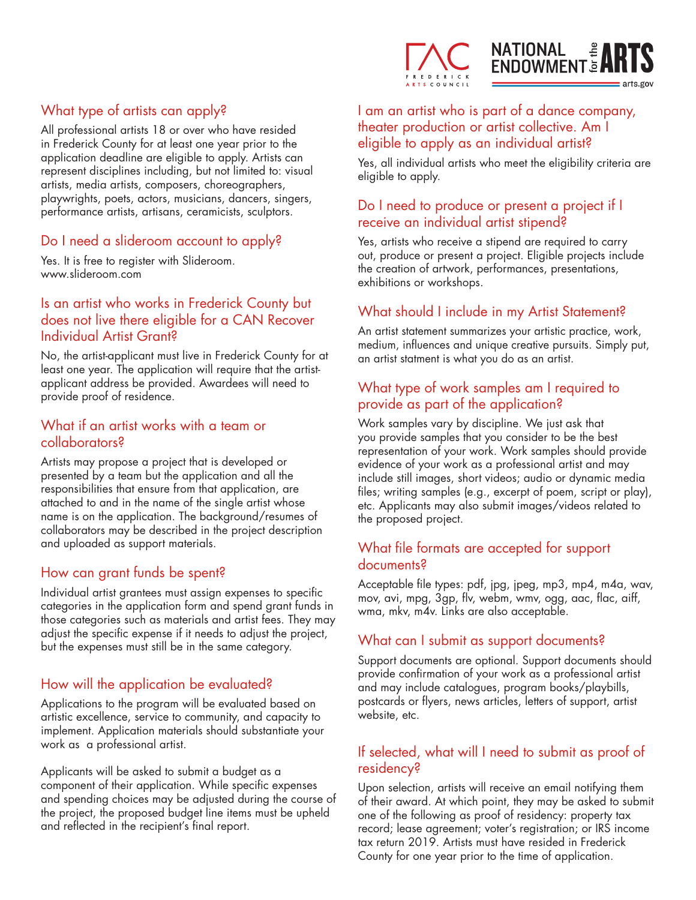## What type of artists can apply?

All professional artists 18 or over who have resided in Frederick County for at least one year prior to the application deadline are eligible to apply. Artists can represent disciplines including, but not limited to: visual artists, media artists, composers, choreographers, playwrights, poets, actors, musicians, dancers, singers, performance artists, artisans, ceramicists, sculptors.

## Do I need a slideroom account to apply?

Yes. It is free to register with Slideroom. www.slideroom.com

## Is an artist who works in Frederick County but does not live there eligible for a CAN Recover Individual Artist Grant?

No, the artist-applicant must live in Frederick County for at least one year. The application will require that the artist-applicant address be provided. Awardees will need to provide proof of residence.

## What if an artist works with a team or collaborators?

Artists may propose a project that is developed or presented by a team but the application and all the responsibilities that ensure from that application, are attached to and in the name of the single artist whose name is on the application. The background/resumes of collaborators may be described in the project description and uploaded as support materials.

## How can grant funds be spent?

Individual artist grantees must assign expenses to specific categories in the application form and spend grant funds in those categories such as materials and artist fees. They may adjust the specific expense if it needs to adjust the project, but the expenses must still be in the same category.

## How will the application be evaluated?

Applications to the program will be evaluated based on artistic excellence, service to community, and capacity to implement. Application materials should substantiate your work as a professional artist.

Applicants will be asked to submit a budget as a component of their application. While specific expenses and spending choices may be adjusted during the course of the project, the proposed budget line items must be upheld and reflected in the recipient's final report.

## I am an artist who is part of a dance company, theater production or artist collective. Am I eligible to apply as an individual artist?

Yes, all individual artists who meet the eligibility criteria are eligible to apply.

## Do I need to produce or present a project if I receive an individual artist stipend?

Yes, artists who receive a stipend are required to carry out, produce or present a project. Eligible projects include the creation of artwork, performances, presentations, exhibitions or workshops.

## What should I include in my Artist Statement?

An artist statement summarizes your artistic practice, work, medium, influences and unique creative pursuits. Simply put, an artist statment is what you do as an artist.

## What type of work samples am I required to provide as part of the application?

Work samples vary by discipline. We just ask that you provide samples that you consider to be the best representation of your work. Work samples should provide evidence of your work as a professional artist and may include still images, short videos; audio or dynamic media files; writing samples (e.g., excerpt of poem, script or play), etc. Applicants may also submit images/videos related to the proposed project.

## What file formats are accepted for support documents?

Acceptable file types: pdf, jpg, jpeg, mp3, mp4, m4a, wav, mov, avi, mpg, 3gp, flv, webm, wmv, ogg, aac, flac, aiff, wma, mkv, m4v. Links are also acceptable.

## What can I submit as support documents?

Support documents are optional. Support documents should provide confirmation of your work as a professional artist and may include catalogues, program books/playbills, postcards or flyers, news articles, letters of support, artist website, etc.

## If selected, what will I need to submit as proof of residency?

Upon selection, artists will receive an email notifying them of their award. At which point, they may be asked to submit one of the following as proof of residency: property tax record; lease agreement; voter's registration; or IRS income tax return 2019. Artists must have resided in Frederick County for one year prior to the time of application.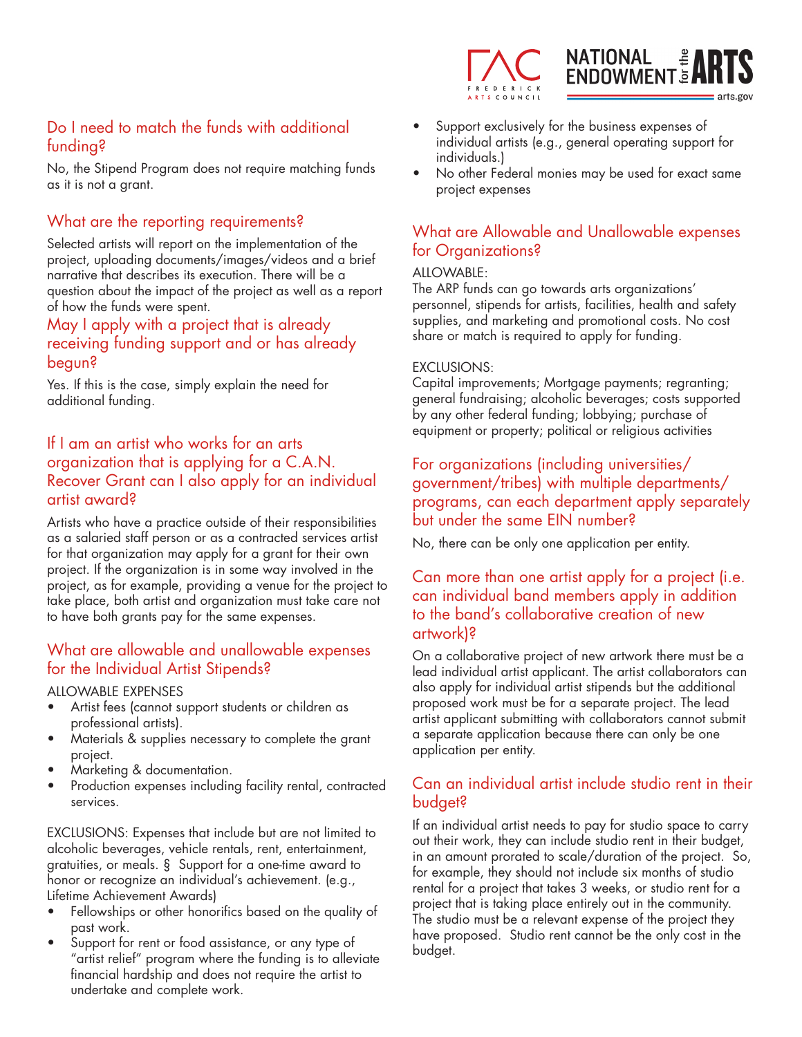## Do I need to match the funds with additional funding?

No, the Stipend Program does not require matching funds as it is not a grant.

## What are the reporting requirements?

Selected artists will report on the implementation of the project, uploading documents/images/videos and a brief narrative that describes its execution. There will be a question about the impact of the project as well as a report of how the funds were spent.

## May I apply with a project that is already receiving funding support and or has already begun?

Yes. If this is the case, simply explain the need for additional funding.

## If I am an artist who works for an arts organization that is applying for a C.A.N. Recover Grant can I also apply for an individual artist award?

Artists who have a practice outside of their responsibilities as a salaried staff person or as a contracted services artist for that organization may apply for a grant for their own project. If the organization is in some way involved in the project, as for example, providing a venue for the project to take place, both artist and organization must take care not to have both grants pay for the same expenses.

## What are allowable and unallowable expenses for the Individual Artist Stipends?

ALLOWABLE EXPENSES

- Artist fees (cannot support students or children as professional artists).
- Materials & supplies necessary to complete the grant project.
- Marketing & documentation.
- Production expenses including facility rental, contracted services.

EXCLUSIONS: Expenses that include but are not limited to alcoholic beverages, vehicle rentals, rent, entertainment, gratuities, or meals. § Support for a one-time award to honor or recognize an individual's achievement. (e.g., Lifetime Achievement Awards)

- Fellowships or other honorifics based on the quality of past work.
- Support for rent or food assistance, or any type of "artist relief" program where the funding is to alleviate financial hardship and does not require the artist to undertake and complete work.
- Support exclusively for the business expenses of individual artists (e.g., general operating support for individuals.)
- No other Federal monies may be used for exact same project expenses

## What are Allowable and Unallowable expenses for Organizations?

ALLOWABLE:
The ARP funds can go towards arts organizations' personnel, stipends for artists, facilities, health and safety supplies, and marketing and promotional costs. No cost share or match is required to apply for funding.

EXCLUSIONS:
Capital improvements; Mortgage payments; regranting; general fundraising; alcoholic beverages; costs supported by any other federal funding; lobbying; purchase of equipment or property; political or religious activities

## For organizations (including universities/ government/tribes) with multiple departments/ programs, can each department apply separately but under the same EIN number?

No, there can be only one application per entity.

## Can more than one artist apply for a project (i.e. can individual band members apply in addition to the band's collaborative creation of new artwork)?

On a collaborative project of new artwork there must be a lead individual artist applicant. The artist collaborators can also apply for individual artist stipends but the additional proposed work must be for a separate project. The lead artist applicant submitting with collaborators cannot submit a separate application because there can only be one application per entity.

## Can an individual artist include studio rent in their budget?

If an individual artist needs to pay for studio space to carry out their work, they can include studio rent in their budget, in an amount prorated to scale/duration of the project. So, for example, they should not include six months of studio rental for a project that takes 3 weeks, or studio rent for a project that is taking place entirely out in the community. The studio must be a relevant expense of the project they have proposed. Studio rent cannot be the only cost in the budget.